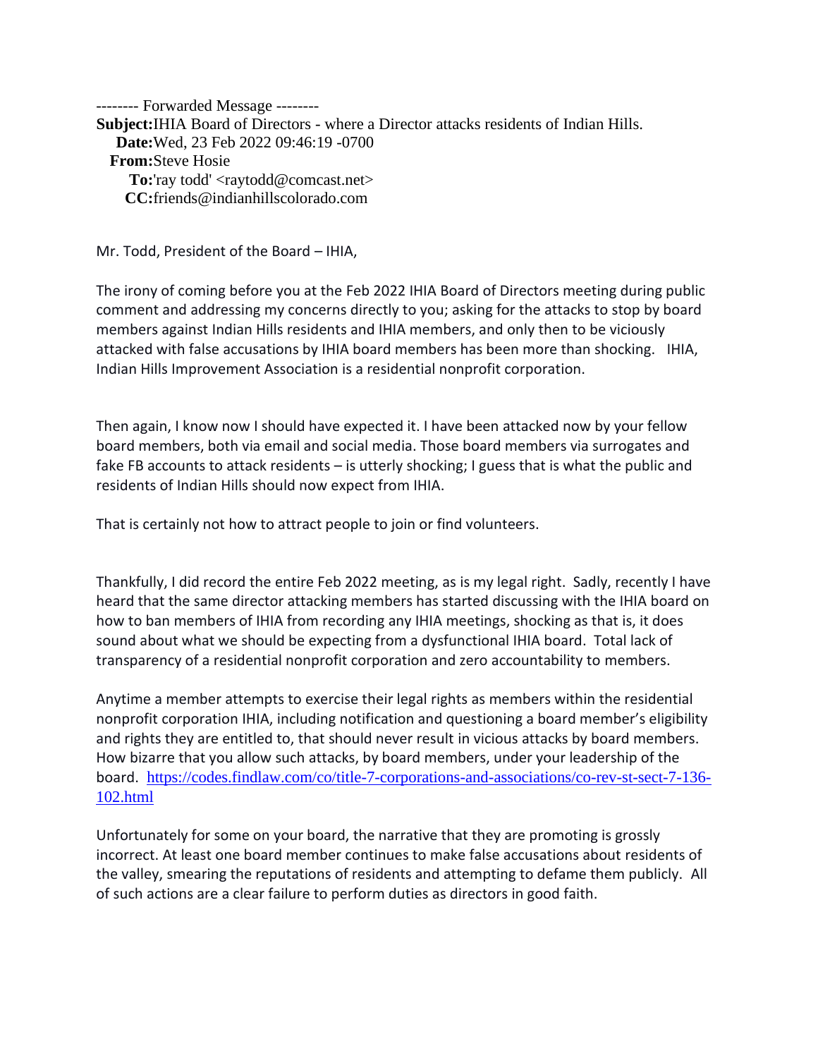-------- Forwarded Message --------

**Subject:** IHIA Board of Directors - where a Director attacks residents of Indian Hills.
**Date:** Wed, 23 Feb 2022 09:46:19 -0700
**From:** Steve Hosie
**To:** 'ray todd' <raytodd@comcast.net>
**CC:** friends@indianhillscolorado.com

Mr. Todd, President of the Board – IHIA,

The irony of coming before you at the Feb 2022 IHIA Board of Directors meeting during public comment and addressing my concerns directly to you; asking for the attacks to stop by board members against Indian Hills residents and IHIA members, and only then to be viciously attacked with false accusations by IHIA board members has been more than shocking. IHIA, Indian Hills Improvement Association is a residential nonprofit corporation.

Then again, I know now I should have expected it. I have been attacked now by your fellow board members, both via email and social media. Those board members via surrogates and fake FB accounts to attack residents – is utterly shocking; I guess that is what the public and residents of Indian Hills should now expect from IHIA.

That is certainly not how to attract people to join or find volunteers.

Thankfully, I did record the entire Feb 2022 meeting, as is my legal right. Sadly, recently I have heard that the same director attacking members has started discussing with the IHIA board on how to ban members of IHIA from recording any IHIA meetings, shocking as that is, it does sound about what we should be expecting from a dysfunctional IHIA board. Total lack of transparency of a residential nonprofit corporation and zero accountability to members.

Anytime a member attempts to exercise their legal rights as members within the residential nonprofit corporation IHIA, including notification and questioning a board member's eligibility and rights they are entitled to, that should never result in vicious attacks by board members. How bizarre that you allow such attacks, by board members, under your leadership of the board. https://codes.findlaw.com/co/title-7-corporations-and-associations/co-rev-st-sect-7-136-102.html

Unfortunately for some on your board, the narrative that they are promoting is grossly incorrect. At least one board member continues to make false accusations about residents of the valley, smearing the reputations of residents and attempting to defame them publicly. All of such actions are a clear failure to perform duties as directors in good faith.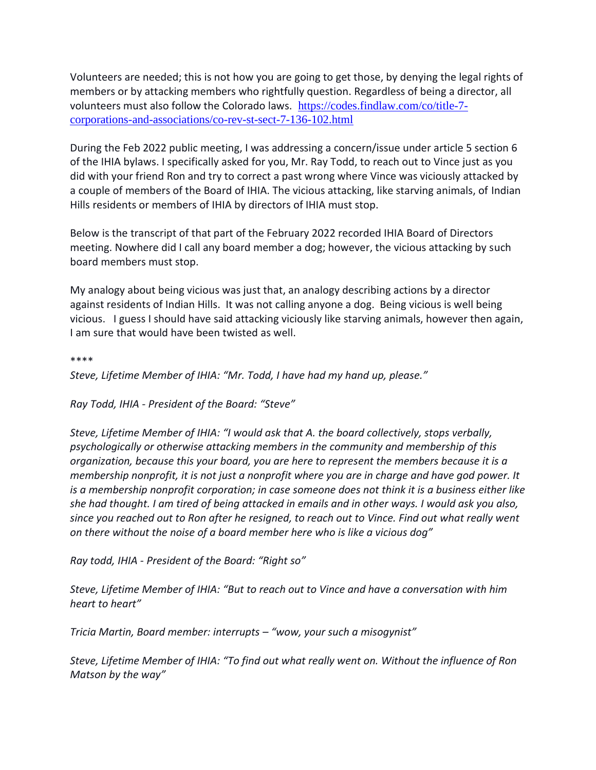Volunteers are needed; this is not how you are going to get those, by denying the legal rights of members or by attacking members who rightfully question. Regardless of being a director, all volunteers must also follow the Colorado laws. [https://codes.findlaw.com/co/title-7-corporations-and-associations/co-rev-st-sect-7-136-102.html](https://codes.findlaw.com/co/title-7-corporations-and-associations/co-rev-st-sect-7-136-102.html)

During the Feb 2022 public meeting, I was addressing a concern/issue under article 5 section 6 of the IHIA bylaws. I specifically asked for you, Mr. Ray Todd, to reach out to Vince just as you did with your friend Ron and try to correct a past wrong where Vince was viciously attacked by a couple of members of the Board of IHIA. The vicious attacking, like starving animals, of Indian Hills residents or members of IHIA by directors of IHIA must stop.

Below is the transcript of that part of the February 2022 recorded IHIA Board of Directors meeting. Nowhere did I call any board member a dog; however, the vicious attacking by such board members must stop.

My analogy about being vicious was just that, an analogy describing actions by a director against residents of Indian Hills. It was not calling anyone a dog. Being vicious is well being vicious. I guess I should have said attacking viciously like starving animals, however then again, I am sure that would have been twisted as well.

*\*\*\*\**

*Steve, Lifetime Member of IHIA: "Mr. Todd, I have had my hand up, please."*

*Ray Todd, IHIA - President of the Board: "Steve"*

*Steve, Lifetime Member of IHIA: "I would ask that A. the board collectively, stops verbally, psychologically or otherwise attacking members in the community and membership of this organization, because this your board, you are here to represent the members because it is a membership nonprofit, it is not just a nonprofit where you are in charge and have god power. It is a membership nonprofit corporation; in case someone does not think it is a business either like she had thought. I am tired of being attacked in emails and in other ways. I would ask you also, since you reached out to Ron after he resigned, to reach out to Vince. Find out what really went on there without the noise of a board member here who is like a vicious dog"*

*Ray todd, IHIA - President of the Board: "Right so"*

*Steve, Lifetime Member of IHIA: "But to reach out to Vince and have a conversation with him heart to heart"*

*Tricia Martin, Board member: interrupts – "wow, your such a misogynist"*

*Steve, Lifetime Member of IHIA: "To find out what really went on. Without the influence of Ron Matson by the way"*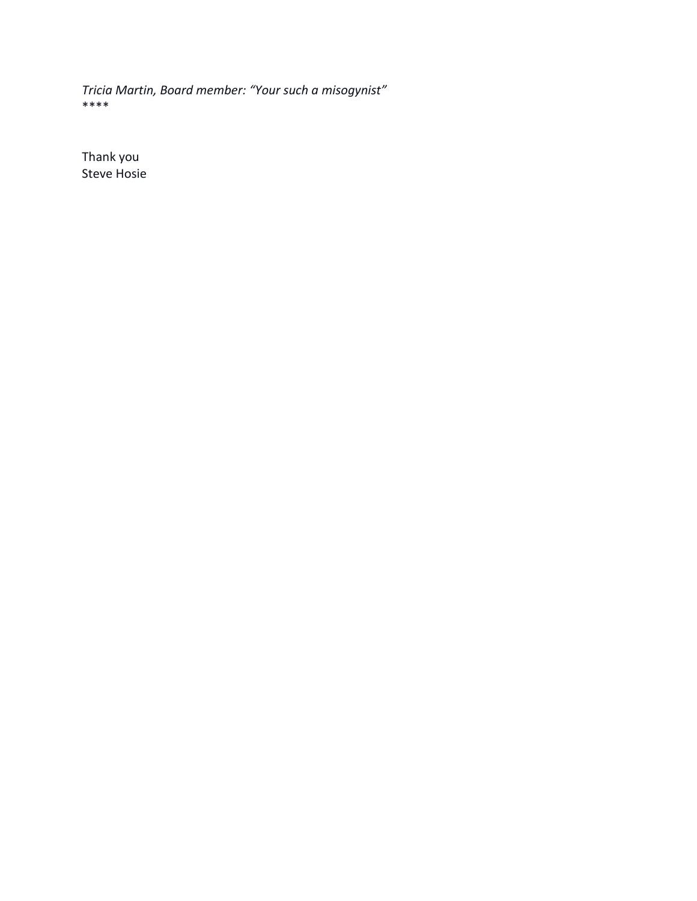*Tricia Martin, Board member: "Your such a misogynist"*
****

Thank you
Steve Hosie